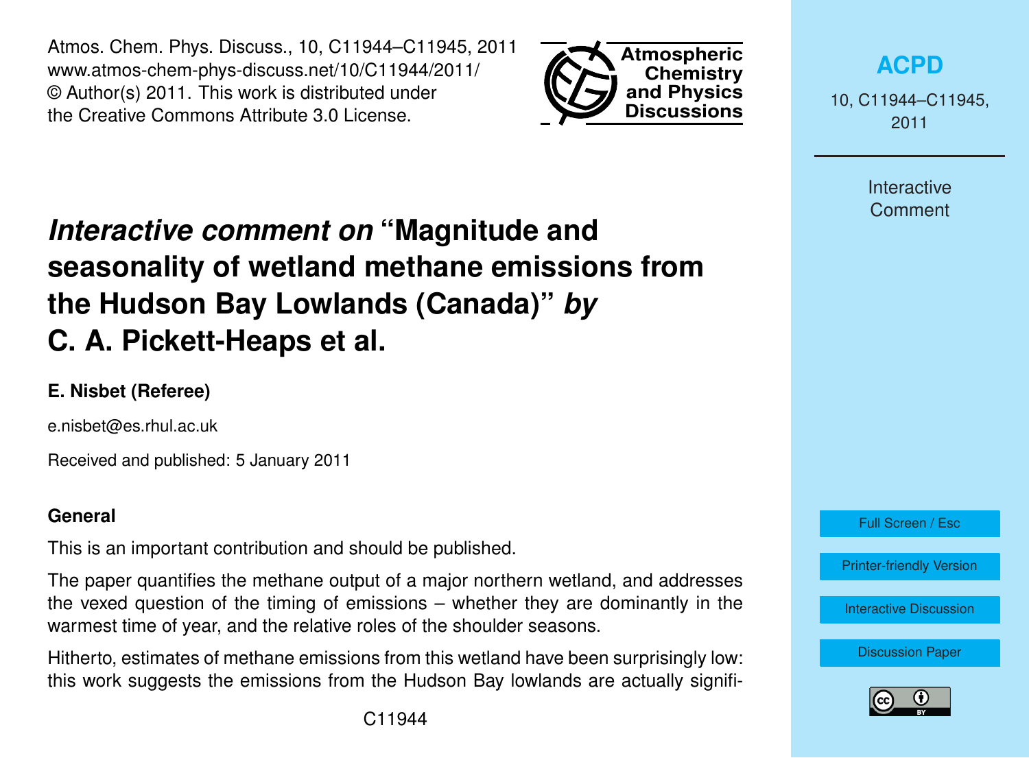# *Interactive comment on* "Magnitude and seasonality of wetland methane emissions from the Hudson Bay Lowlands (Canada)" *by* C. A. Pickett-Heaps et al.

**E. Nisbet (Referee)**

e.nisbet@es.rhul.ac.uk

Received and published: 5 January 2011

**General**

This is an important contribution and should be published.

The paper quantifies the methane output of a major northern wetland, and addresses the vexed question of the timing of emissions – whether they are dominantly in the warmest time of year, and the relative roles of the shoulder seasons.

Hitherto, estimates of methane emissions from this wetland have been surprisingly low: this work suggests the emissions from the Hudson Bay lowlands are actually signifi-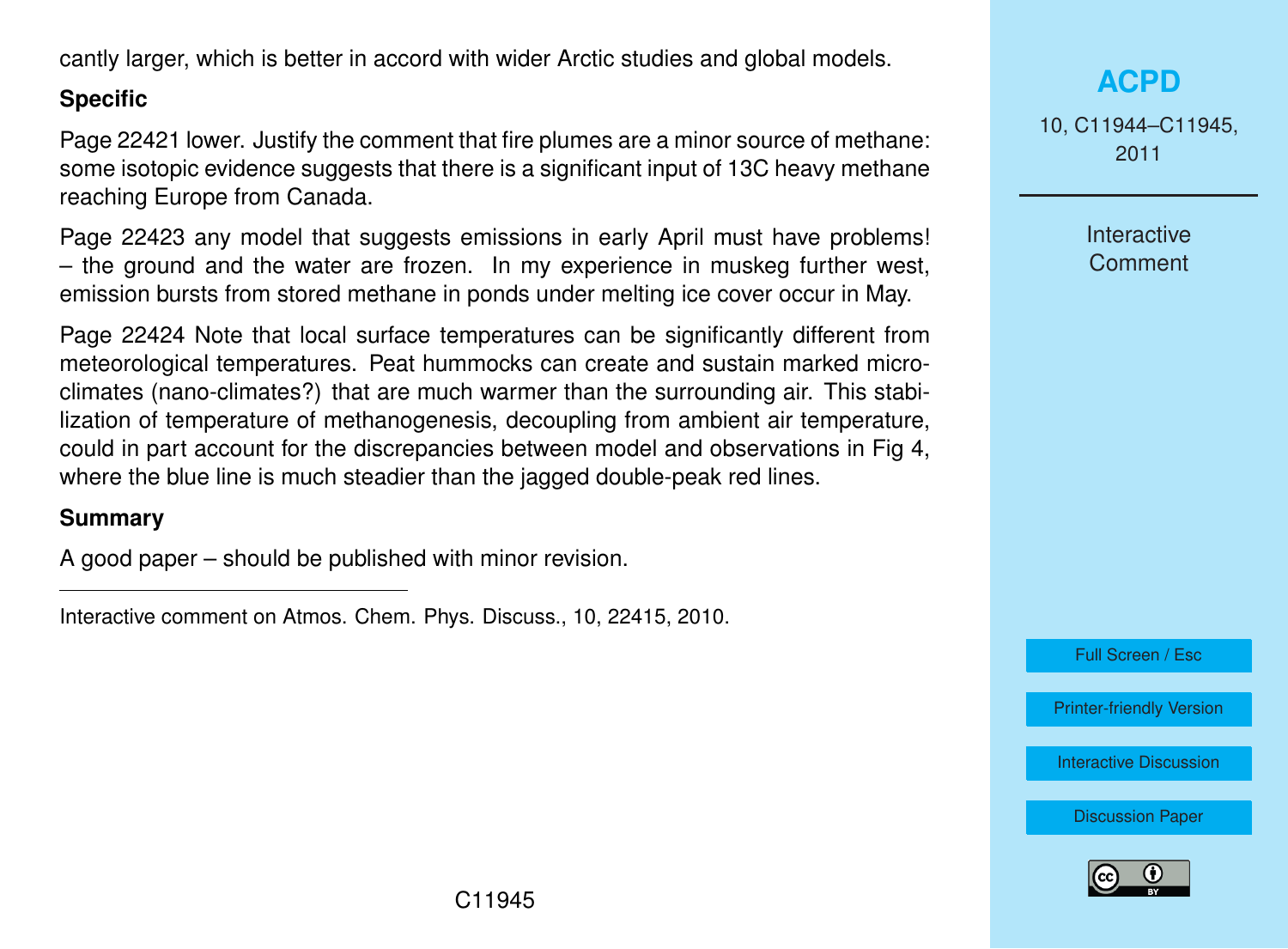cantly larger, which is better in accord with wider Arctic studies and global models.

**Specific**

Page 22421 lower. Justify the comment that fire plumes are a minor source of methane: some isotopic evidence suggests that there is a significant input of 13C heavy methane reaching Europe from Canada.

Page 22423 any model that suggests emissions in early April must have problems! – the ground and the water are frozen. In my experience in muskeg further west, emission bursts from stored methane in ponds under melting ice cover occur in May.

Page 22424 Note that local surface temperatures can be significantly different from meteorological temperatures. Peat hummocks can create and sustain marked microclimates (nano-climates?) that are much warmer than the surrounding air. This stabilization of temperature of methanogenesis, decoupling from ambient air temperature, could in part account for the discrepancies between model and observations in Fig 4, where the blue line is much steadier than the jagged double-peak red lines.

**Summary**

A good paper – should be published with minor revision.

---

Interactive comment on Atmos. Chem. Phys. Discuss., 10, 22415, 2010.